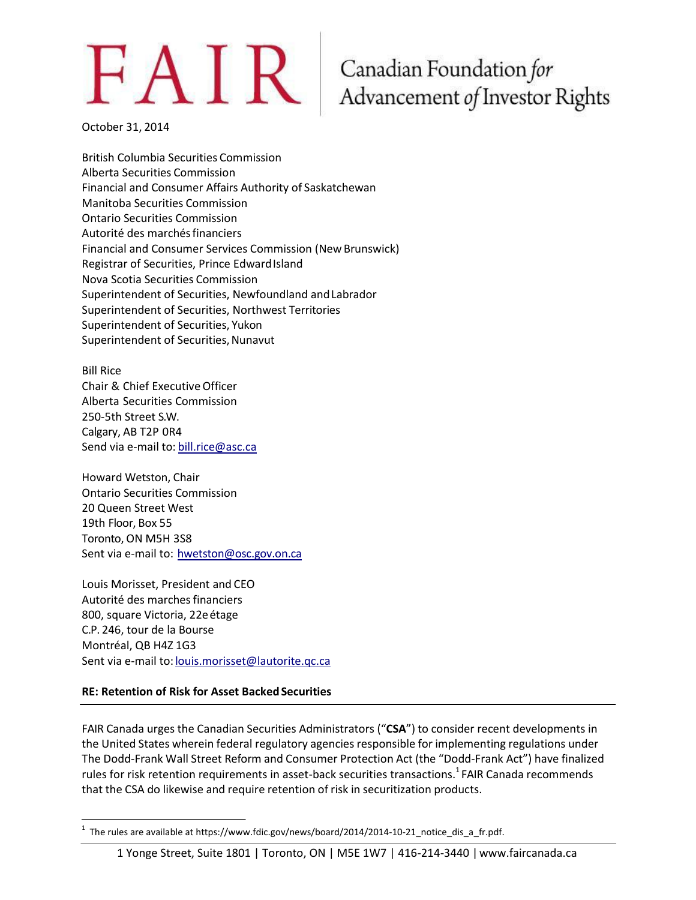# FAIR | Canadian Foundation *for* Advancement *of* Investor Rights

October 31, 2014

British Columbia Securities Commission
Alberta Securities Commission
Financial and Consumer Affairs Authority of Saskatchewan
Manitoba Securities Commission
Ontario Securities Commission
Autorité des marchés financiers
Financial and Consumer Services Commission (New Brunswick)
Registrar of Securities, Prince Edward Island
Nova Scotia Securities Commission
Superintendent of Securities, Newfoundland and Labrador
Superintendent of Securities, Northwest Territories
Superintendent of Securities, Yukon
Superintendent of Securities, Nunavut

Bill Rice
Chair & Chief Executive Officer
Alberta Securities Commission
250-5th Street S.W.
Calgary, AB T2P 0R4
Send via e-mail to: bill.rice@asc.ca

Howard Wetston, Chair
Ontario Securities Commission
20 Queen Street West
19th Floor, Box 55
Toronto, ON M5H 3S8
Sent via e-mail to: hwetston@osc.gov.on.ca

Louis Morisset, President and CEO
Autorité des marches financiers
800, square Victoria, 22e étage
C.P. 246, tour de la Bourse
Montréal, QB H4Z 1G3
Sent via e-mail to: louis.morisset@lautorite.qc.ca

**RE: Retention of Risk for Asset Backed Securities**

FAIR Canada urges the Canadian Securities Administrators ("**CSA**") to consider recent developments in the United States wherein federal regulatory agencies responsible for implementing regulations under The Dodd-Frank Wall Street Reform and Consumer Protection Act (the "Dodd-Frank Act") have finalized rules for risk retention requirements in asset-back securities transactions.[1] FAIR Canada recommends that the CSA do likewise and require retention of risk in securitization products.

[1] The rules are available at https://www.fdic.gov/news/board/2014/2014-10-21_notice_dis_a_fr.pdf.

1 Yonge Street, Suite 1801 | Toronto, ON | M5E 1W7 | 416-214-3440 | www.faircanada.ca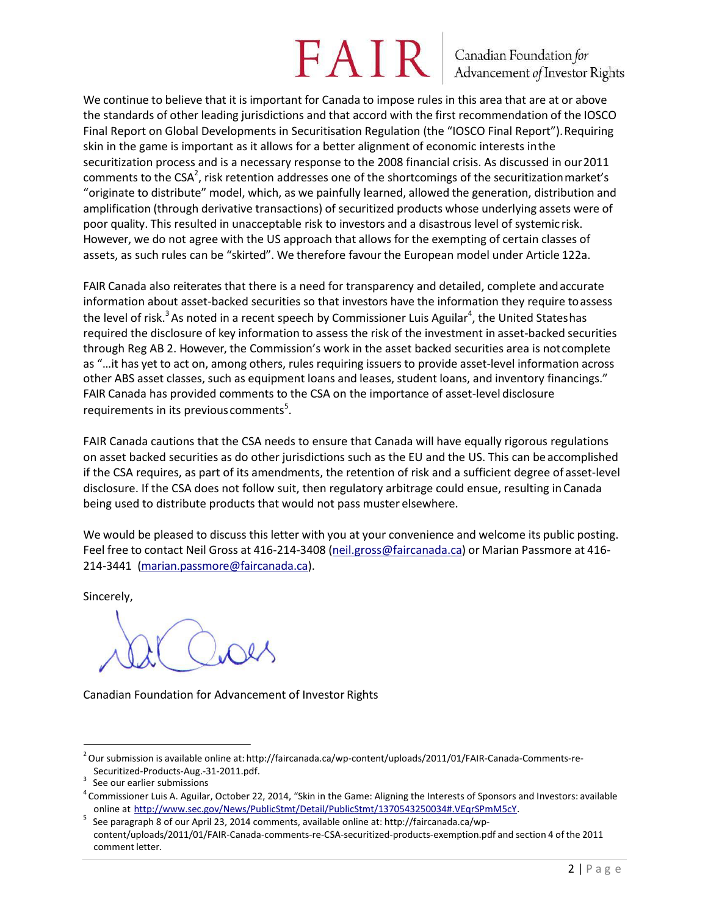We continue to believe that it is important for Canada to impose rules in this area that are at or above the standards of other leading jurisdictions and that accord with the first recommendation of the IOSCO Final Report on Global Developments in Securitisation Regulation (the "IOSCO Final Report"). Requiring skin in the game is important as it allows for a better alignment of economic interests in the securitization process and is a necessary response to the 2008 financial crisis. As discussed in our 2011 comments to the CSA[2], risk retention addresses one of the shortcomings of the securitization market's "originate to distribute" model, which, as we painfully learned, allowed the generation, distribution and amplification (through derivative transactions) of securitized products whose underlying assets were of poor quality. This resulted in unacceptable risk to investors and a disastrous level of systemic risk. However, we do not agree with the US approach that allows for the exempting of certain classes of assets, as such rules can be "skirted". We therefore favour the European model under Article 122a.

FAIR Canada also reiterates that there is a need for transparency and detailed, complete and accurate information about asset-backed securities so that investors have the information they require to assess the level of risk.[3] As noted in a recent speech by Commissioner Luis Aguilar[4], the United States has required the disclosure of key information to assess the risk of the investment in asset-backed securities through Reg AB 2. However, the Commission's work in the asset backed securities area is not complete as "…it has yet to act on, among others, rules requiring issuers to provide asset-level information across other ABS asset classes, such as equipment loans and leases, student loans, and inventory financings." FAIR Canada has provided comments to the CSA on the importance of asset-level disclosure requirements in its previous comments[5].

FAIR Canada cautions that the CSA needs to ensure that Canada will have equally rigorous regulations on asset backed securities as do other jurisdictions such as the EU and the US. This can be accomplished if the CSA requires, as part of its amendments, the retention of risk and a sufficient degree of asset-level disclosure. If the CSA does not follow suit, then regulatory arbitrage could ensue, resulting in Canada being used to distribute products that would not pass muster elsewhere.

We would be pleased to discuss this letter with you at your convenience and welcome its public posting. Feel free to contact Neil Gross at 416-214-3408 (neil.gross@faircanada.ca) or Marian Passmore at 416-214-3441 (marian.passmore@faircanada.ca).

Sincerely,

Canadian Foundation for Advancement of Investor Rights

---

[2] Our submission is available online at: http://faircanada.ca/wp-content/uploads/2011/01/FAIR-Canada-Comments-re-Securitized-Products-Aug.-31-2011.pdf.

[3] See our earlier submissions

[4] Commissioner Luis A. Aguilar, October 22, 2014, "Skin in the Game: Aligning the Interests of Sponsors and Investors: available online at http://www.sec.gov/News/PublicStmt/Detail/PublicStmt/1370543250034#.VEqrSPmM5cY.

[5] See paragraph 8 of our April 23, 2014 comments, available online at: http://faircanada.ca/wp-content/uploads/2011/01/FAIR-Canada-comments-re-CSA-securitized-products-exemption.pdf and section 4 of the 2011 comment letter.